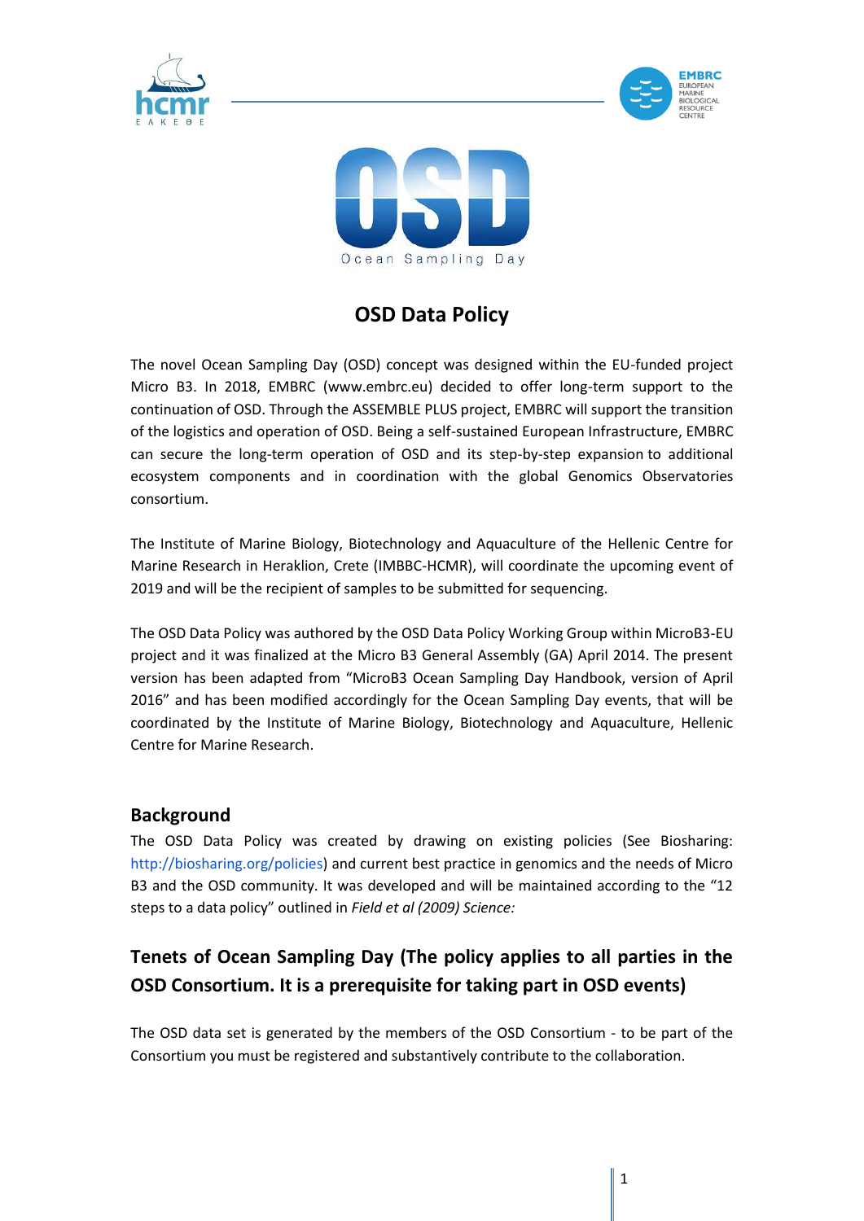# OSD Data Policy

The novel Ocean Sampling Day (OSD) concept was designed within the EU-funded project Micro B3. In 2018, EMBRC (www.embrc.eu) decided to offer long-term support to the continuation of OSD. Through the ASSEMBLE PLUS project, EMBRC will support the transition of the logistics and operation of OSD. Being a self-sustained European Infrastructure, EMBRC can secure the long-term operation of OSD and its step-by-step expansion to additional ecosystem components and in coordination with the global Genomics Observatories consortium.

The Institute of Marine Biology, Biotechnology and Aquaculture of the Hellenic Centre for Marine Research in Heraklion, Crete (IMBBC-HCMR), will coordinate the upcoming event of 2019 and will be the recipient of samples to be submitted for sequencing.

The OSD Data Policy was authored by the OSD Data Policy Working Group within MicroB3-EU project and it was finalized at the Micro B3 General Assembly (GA) April 2014. The present version has been adapted from "MicroB3 Ocean Sampling Day Handbook, version of April 2016" and has been modified accordingly for the Ocean Sampling Day events, that will be coordinated by the Institute of Marine Biology, Biotechnology and Aquaculture, Hellenic Centre for Marine Research.

## Background

The OSD Data Policy was created by drawing on existing policies (See Biosharing: http://biosharing.org/policies) and current best practice in genomics and the needs of Micro B3 and the OSD community. It was developed and will be maintained according to the "12 steps to a data policy" outlined in *Field et al (2009) Science:*

## Tenets of Ocean Sampling Day (The policy applies to all parties in the OSD Consortium. It is a prerequisite for taking part in OSD events)

The OSD data set is generated by the members of the OSD Consortium - to be part of the Consortium you must be registered and substantively contribute to the collaboration.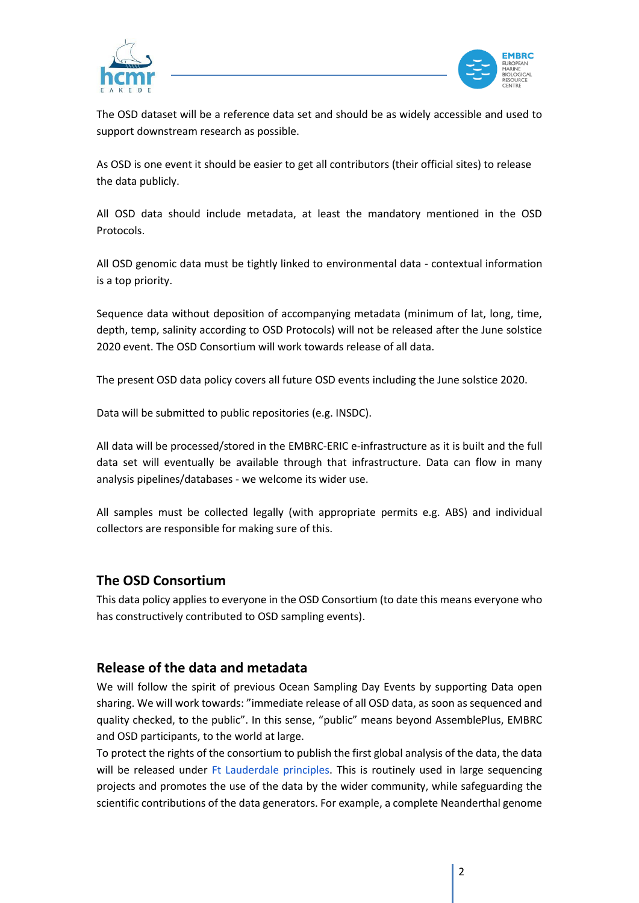The OSD dataset will be a reference data set and should be as widely accessible and used to support downstream research as possible.

As OSD is one event it should be easier to get all contributors (their official sites) to release the data publicly.

All OSD data should include metadata, at least the mandatory mentioned in the OSD Protocols.

All OSD genomic data must be tightly linked to environmental data - contextual information is a top priority.

Sequence data without deposition of accompanying metadata (minimum of lat, long, time, depth, temp, salinity according to OSD Protocols) will not be released after the June solstice 2020 event. The OSD Consortium will work towards release of all data.

The present OSD data policy covers all future OSD events including the June solstice 2020.

Data will be submitted to public repositories (e.g. INSDC).

All data will be processed/stored in the EMBRC-ERIC e-infrastructure as it is built and the full data set will eventually be available through that infrastructure. Data can flow in many analysis pipelines/databases - we welcome its wider use.

All samples must be collected legally (with appropriate permits e.g. ABS) and individual collectors are responsible for making sure of this.

## The OSD Consortium

This data policy applies to everyone in the OSD Consortium (to date this means everyone who has constructively contributed to OSD sampling events).

## Release of the data and metadata

We will follow the spirit of previous Ocean Sampling Day Events by supporting Data open sharing. We will work towards: "immediate release of all OSD data, as soon as sequenced and quality checked, to the public". In this sense, "public" means beyond AssemblePlus, EMBRC and OSD participants, to the world at large.

To protect the rights of the consortium to publish the first global analysis of the data, the data will be released under Ft Lauderdale principles. This is routinely used in large sequencing projects and promotes the use of the data by the wider community, while safeguarding the scientific contributions of the data generators. For example, a complete Neanderthal genome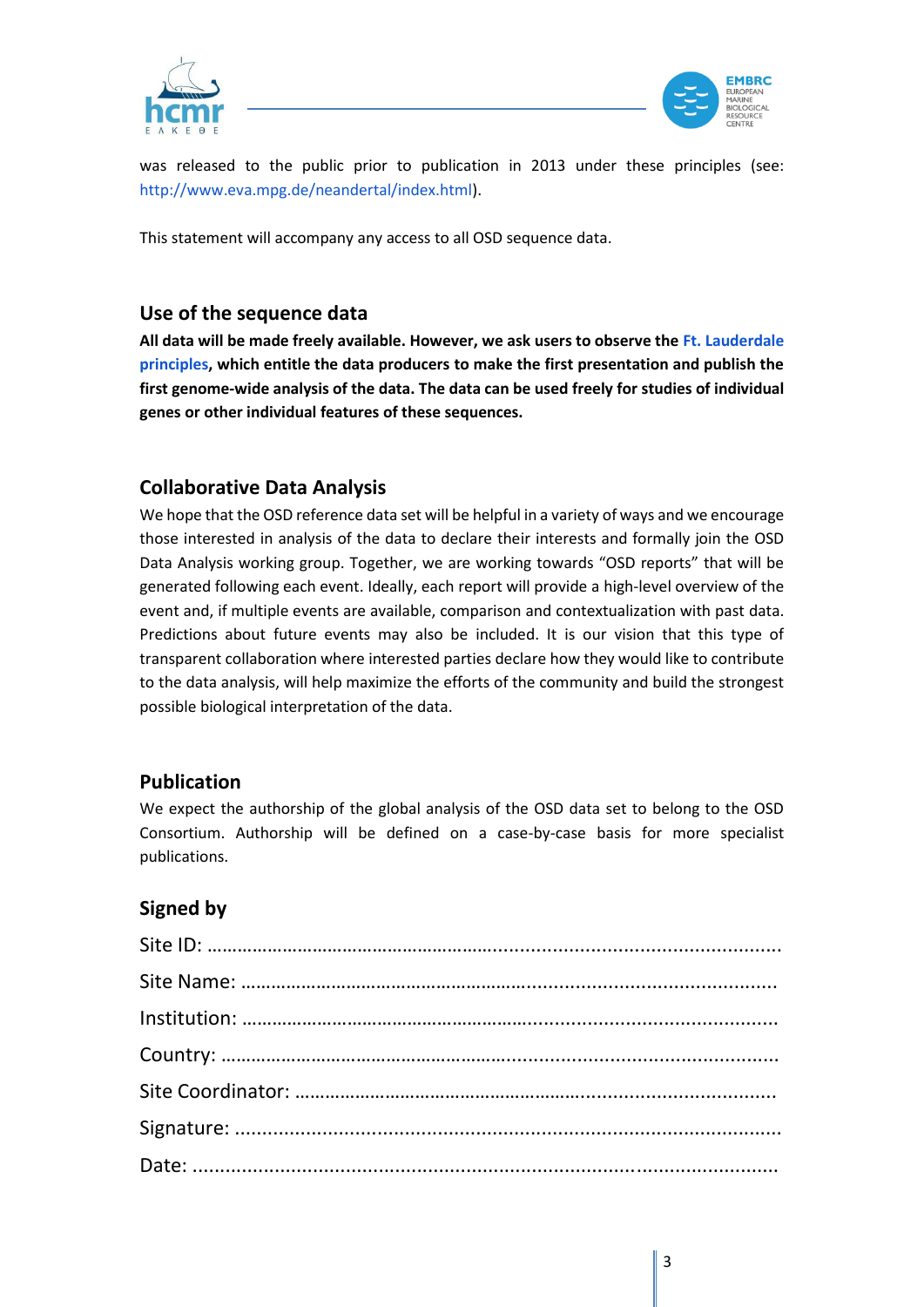was released to the public prior to publication in 2013 under these principles (see: http://www.eva.mpg.de/neandertal/index.html).

This statement will accompany any access to all OSD sequence data.

## Use of the sequence data

**All data will be made freely available. However, we ask users to observe the Ft. Lauderdale principles, which entitle the data producers to make the first presentation and publish the first genome-wide analysis of the data. The data can be used freely for studies of individual genes or other individual features of these sequences.**

## Collaborative Data Analysis

We hope that the OSD reference data set will be helpful in a variety of ways and we encourage those interested in analysis of the data to declare their interests and formally join the OSD Data Analysis working group. Together, we are working towards "OSD reports" that will be generated following each event. Ideally, each report will provide a high-level overview of the event and, if multiple events are available, comparison and contextualization with past data. Predictions about future events may also be included. It is our vision that this type of transparent collaboration where interested parties declare how they would like to contribute to the data analysis, will help maximize the efforts of the community and build the strongest possible biological interpretation of the data.

## Publication

We expect the authorship of the global analysis of the OSD data set to belong to the OSD Consortium. Authorship will be defined on a case-by-case basis for more specialist publications.

## Signed by

Site ID: ..........................................................................................................

Site Name: ......................................................................................................

Institution: ......................................................................................................

Country: ..........................................................................................................

Site Coordinator: ............................................................................................

Signature: ........................................................................................................

Date: ................................................................................................................